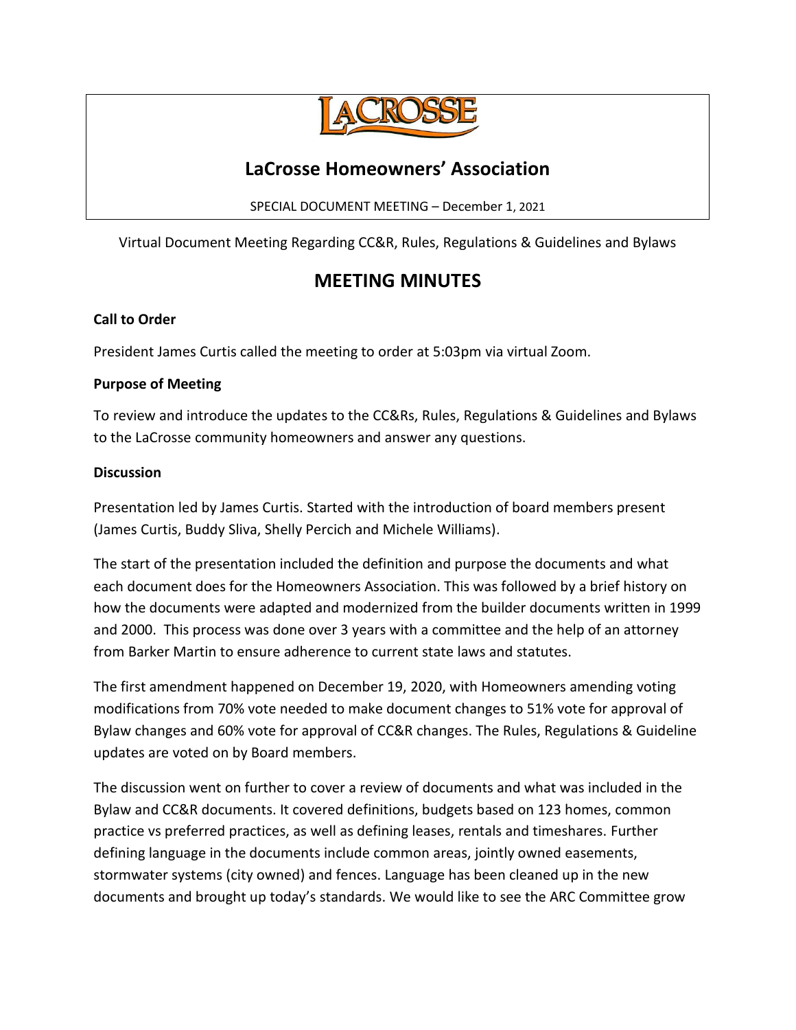# LaCrosse Homeowners' Association

SPECIAL DOCUMENT MEETING – December 1, 2021

Virtual Document Meeting Regarding CC&R, Rules, Regulations & Guidelines and Bylaws

## MEETING MINUTES

**Call to Order**

President James Curtis called the meeting to order at 5:03pm via virtual Zoom.

**Purpose of Meeting**

To review and introduce the updates to the CC&Rs, Rules, Regulations & Guidelines and Bylaws to the LaCrosse community homeowners and answer any questions.

**Discussion**

Presentation led by James Curtis. Started with the introduction of board members present (James Curtis, Buddy Sliva, Shelly Percich and Michele Williams).

The start of the presentation included the definition and purpose the documents and what each document does for the Homeowners Association. This was followed by a brief history on how the documents were adapted and modernized from the builder documents written in 1999 and 2000. This process was done over 3 years with a committee and the help of an attorney from Barker Martin to ensure adherence to current state laws and statutes.

The first amendment happened on December 19, 2020, with Homeowners amending voting modifications from 70% vote needed to make document changes to 51% vote for approval of Bylaw changes and 60% vote for approval of CC&R changes. The Rules, Regulations & Guideline updates are voted on by Board members.

The discussion went on further to cover a review of documents and what was included in the Bylaw and CC&R documents. It covered definitions, budgets based on 123 homes, common practice vs preferred practices, as well as defining leases, rentals and timeshares. Further defining language in the documents include common areas, jointly owned easements, stormwater systems (city owned) and fences. Language has been cleaned up in the new documents and brought up today's standards. We would like to see the ARC Committee grow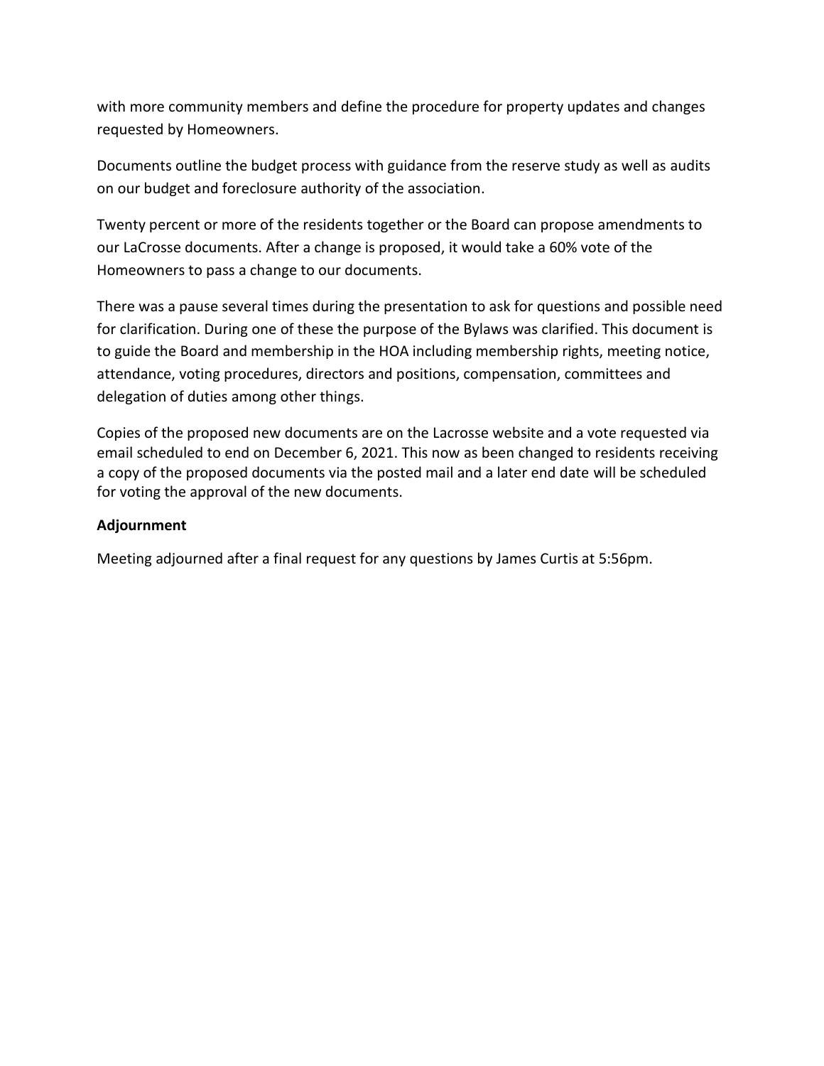with more community members and define the procedure for property updates and changes requested by Homeowners.

Documents outline the budget process with guidance from the reserve study as well as audits on our budget and foreclosure authority of the association.

Twenty percent or more of the residents together or the Board can propose amendments to our LaCrosse documents. After a change is proposed, it would take a 60% vote of the Homeowners to pass a change to our documents.

There was a pause several times during the presentation to ask for questions and possible need for clarification. During one of these the purpose of the Bylaws was clarified. This document is to guide the Board and membership in the HOA including membership rights, meeting notice, attendance, voting procedures, directors and positions, compensation, committees and delegation of duties among other things.

Copies of the proposed new documents are on the Lacrosse website and a vote requested via email scheduled to end on December 6, 2021. This now as been changed to residents receiving a copy of the proposed documents via the posted mail and a later end date will be scheduled for voting the approval of the new documents.

**Adjournment**

Meeting adjourned after a final request for any questions by James Curtis at 5:56pm.